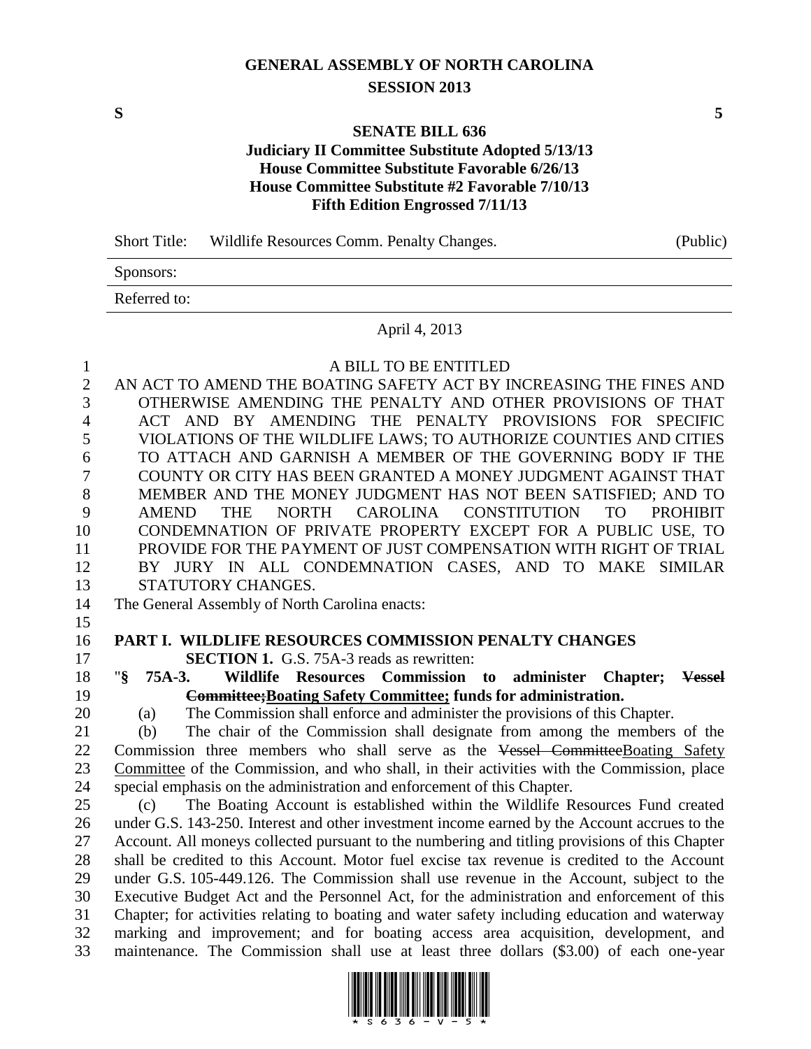# GENERAL ASSEMBLY OF NORTH CAROLINA
## SESSION 2013

**S** **5**

## SENATE BILL 636
### Judiciary II Committee Substitute Adopted 5/13/13
### House Committee Substitute Favorable 6/26/13
### House Committee Substitute #2 Favorable 7/10/13
### Fifth Edition Engrossed 7/11/13

Short Title: Wildlife Resources Comm. Penalty Changes. (Public)

Sponsors:

Referred to:

April 4, 2013

A BILL TO BE ENTITLED

AN ACT TO AMEND THE BOATING SAFETY ACT BY INCREASING THE FINES AND OTHERWISE AMENDING THE PENALTY AND OTHER PROVISIONS OF THAT ACT AND BY AMENDING THE PENALTY PROVISIONS FOR SPECIFIC VIOLATIONS OF THE WILDLIFE LAWS; TO AUTHORIZE COUNTIES AND CITIES TO ATTACH AND GARNISH A MEMBER OF THE GOVERNING BODY IF THE COUNTY OR CITY HAS BEEN GRANTED A MONEY JUDGMENT AGAINST THAT MEMBER AND THE MONEY JUDGMENT HAS NOT BEEN SATISFIED; AND TO AMEND THE NORTH CAROLINA CONSTITUTION TO PROHIBIT CONDEMNATION OF PRIVATE PROPERTY EXCEPT FOR A PUBLIC USE, TO PROVIDE FOR THE PAYMENT OF JUST COMPENSATION WITH RIGHT OF TRIAL BY JURY IN ALL CONDEMNATION CASES, AND TO MAKE SIMILAR STATUTORY CHANGES.

The General Assembly of North Carolina enacts:

**PART I. WILDLIFE RESOURCES COMMISSION PENALTY CHANGES**

**SECTION 1.** G.S. 75A-3 reads as rewritten:

"**§ 75A-3. Wildlife Resources Commission to administer Chapter; ~~Vessel Committee;~~Boating Safety Committee; funds for administration.**

(a) The Commission shall enforce and administer the provisions of this Chapter.

(b) The chair of the Commission shall designate from among the members of the Commission three members who shall serve as the ~~Vessel Committee~~Boating Safety Committee of the Commission, and who shall, in their activities with the Commission, place special emphasis on the administration and enforcement of this Chapter.

(c) The Boating Account is established within the Wildlife Resources Fund created under G.S. 143-250. Interest and other investment income earned by the Account accrues to the Account. All moneys collected pursuant to the numbering and titling provisions of this Chapter shall be credited to this Account. Motor fuel excise tax revenue is credited to the Account under G.S. 105-449.126. The Commission shall use revenue in the Account, subject to the Executive Budget Act and the Personnel Act, for the administration and enforcement of this Chapter; for activities relating to boating and water safety including education and waterway marking and improvement; and for boating access area acquisition, development, and maintenance. The Commission shall use at least three dollars ($3.00) of each one-year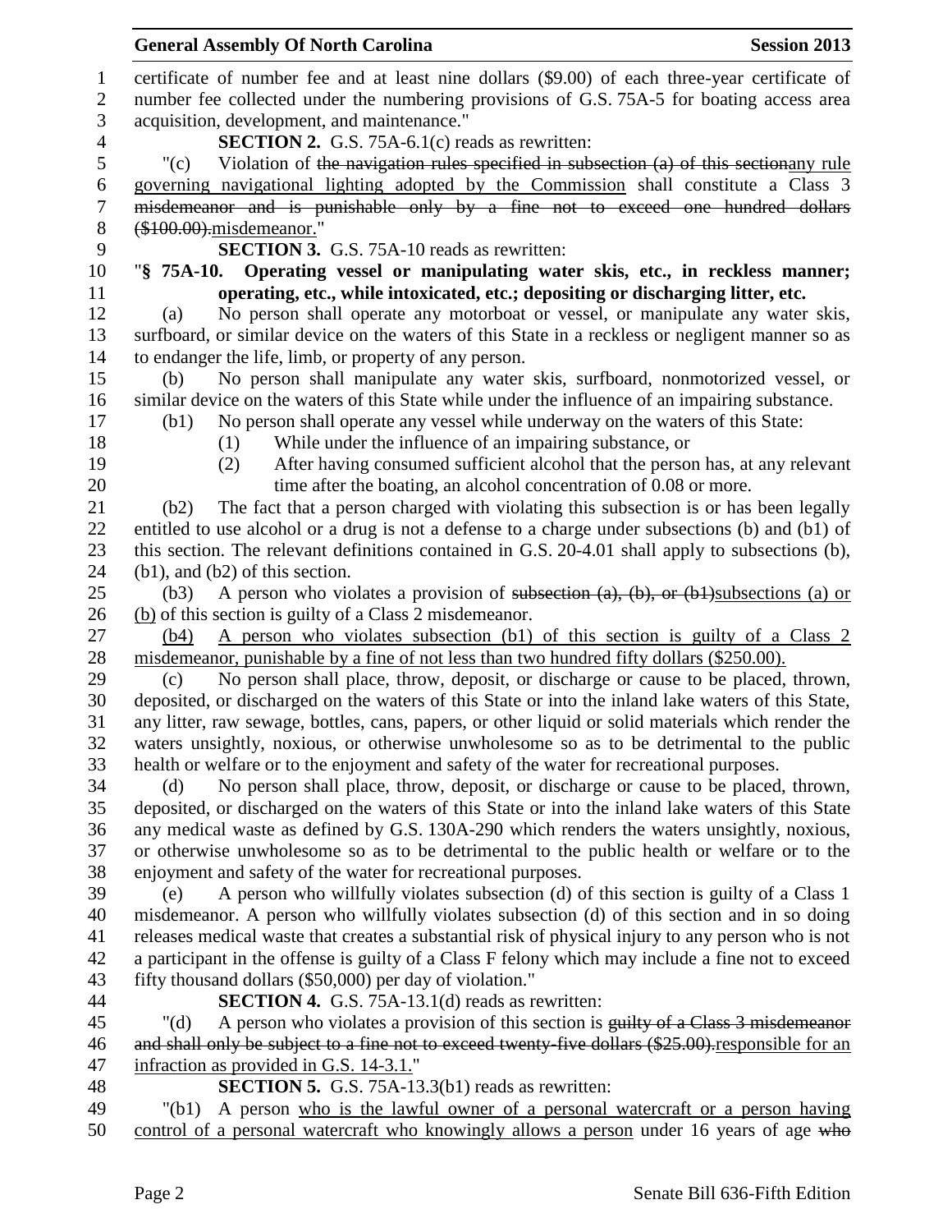certificate of number fee and at least nine dollars ($9.00) of each three-year certificate of number fee collected under the numbering provisions of G.S. 75A-5 for boating access area acquisition, development, and maintenance."

**SECTION 2.** G.S. 75A-6.1(c) reads as rewritten:

"(c) Violation of ~~the navigation rules specified in subsection (a) of this section~~any rule governing navigational lighting adopted by the Commission shall constitute a Class 3 ~~misdemeanor and is punishable only by a fine not to exceed one hundred dollars ($100.00).~~misdemeanor."

**SECTION 3.** G.S. 75A-10 reads as rewritten:

"**§ 75A-10. Operating vessel or manipulating water skis, etc., in reckless manner; operating, etc., while intoxicated, etc.; depositing or discharging litter, etc.**

(a) No person shall operate any motorboat or vessel, or manipulate any water skis, surfboard, or similar device on the waters of this State in a reckless or negligent manner so as to endanger the life, limb, or property of any person.

(b) No person shall manipulate any water skis, surfboard, nonmotorized vessel, or similar device on the waters of this State while under the influence of an impairing substance.

(b1) No person shall operate any vessel while underway on the waters of this State:

(1) While under the influence of an impairing substance, or

(2) After having consumed sufficient alcohol that the person has, at any relevant time after the boating, an alcohol concentration of 0.08 or more.

(b2) The fact that a person charged with violating this subsection is or has been legally entitled to use alcohol or a drug is not a defense to a charge under subsections (b) and (b1) of this section. The relevant definitions contained in G.S. 20-4.01 shall apply to subsections (b), (b1), and (b2) of this section.

(b3) A person who violates a provision of ~~subsection (a), (b), or (b1)~~subsections (a) or (b) of this section is guilty of a Class 2 misdemeanor.

(b4) A person who violates subsection (b1) of this section is guilty of a Class 2 misdemeanor, punishable by a fine of not less than two hundred fifty dollars ($250.00).

(c) No person shall place, throw, deposit, or discharge or cause to be placed, thrown, deposited, or discharged on the waters of this State or into the inland lake waters of this State, any litter, raw sewage, bottles, cans, papers, or other liquid or solid materials which render the waters unsightly, noxious, or otherwise unwholesome so as to be detrimental to the public health or welfare or to the enjoyment and safety of the water for recreational purposes.

(d) No person shall place, throw, deposit, or discharge or cause to be placed, thrown, deposited, or discharged on the waters of this State or into the inland lake waters of this State any medical waste as defined by G.S. 130A-290 which renders the waters unsightly, noxious, or otherwise unwholesome so as to be detrimental to the public health or welfare or to the enjoyment and safety of the water for recreational purposes.

(e) A person who willfully violates subsection (d) of this section is guilty of a Class 1 misdemeanor. A person who willfully violates subsection (d) of this section and in so doing releases medical waste that creates a substantial risk of physical injury to any person who is not a participant in the offense is guilty of a Class F felony which may include a fine not to exceed fifty thousand dollars ($50,000) per day of violation."

**SECTION 4.** G.S. 75A-13.1(d) reads as rewritten:

"(d) A person who violates a provision of this section is ~~guilty of a Class 3 misdemeanor and shall only be subject to a fine not to exceed twenty-five dollars ($25.00).~~responsible for an infraction as provided in G.S. 14-3.1."

**SECTION 5.** G.S. 75A-13.3(b1) reads as rewritten:

"(b1) A person who is the lawful owner of a personal watercraft or a person having control of a personal watercraft who knowingly allows a person under 16 years of age ~~who~~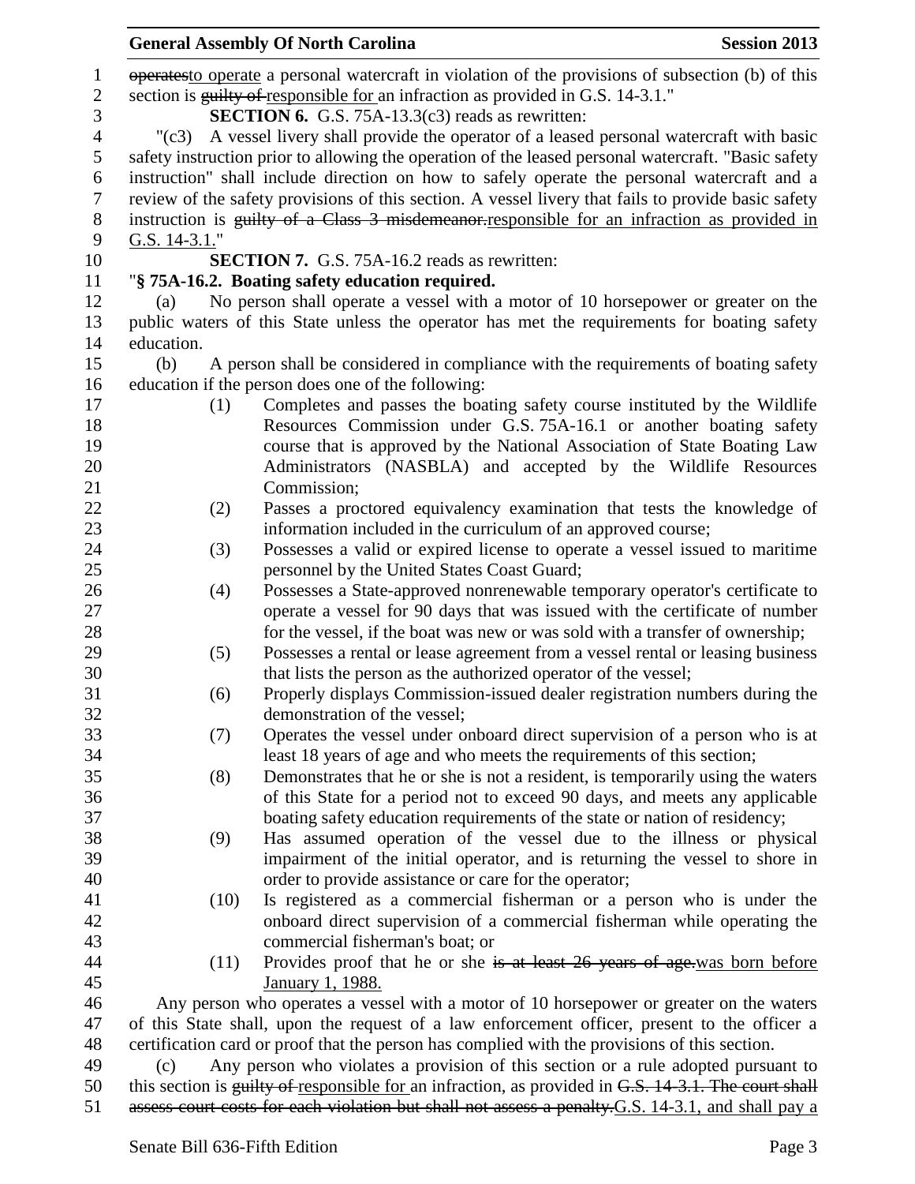~~operates~~to operate a personal watercraft in violation of the provisions of subsection (b) of this section is ~~guilty of~~ responsible for an infraction as provided in G.S. 14-3.1."

**SECTION 6.** G.S. 75A-13.3(c3) reads as rewritten:

"(c3) A vessel livery shall provide the operator of a leased personal watercraft with basic safety instruction prior to allowing the operation of the leased personal watercraft. "Basic safety instruction" shall include direction on how to safely operate the personal watercraft and a review of the safety provisions of this section. A vessel livery that fails to provide basic safety instruction is ~~guilty of a Class 3 misdemeanor.~~responsible for an infraction as provided in G.S. 14-3.1."

**SECTION 7.** G.S. 75A-16.2 reads as rewritten:

"**§ 75A-16.2. Boating safety education required.**

(a) No person shall operate a vessel with a motor of 10 horsepower or greater on the public waters of this State unless the operator has met the requirements for boating safety education.

(b) A person shall be considered in compliance with the requirements of boating safety education if the person does one of the following:

(1) Completes and passes the boating safety course instituted by the Wildlife Resources Commission under G.S. 75A-16.1 or another boating safety course that is approved by the National Association of State Boating Law Administrators (NASBLA) and accepted by the Wildlife Resources Commission;

(2) Passes a proctored equivalency examination that tests the knowledge of information included in the curriculum of an approved course;

(3) Possesses a valid or expired license to operate a vessel issued to maritime personnel by the United States Coast Guard;

(4) Possesses a State-approved nonrenewable temporary operator's certificate to operate a vessel for 90 days that was issued with the certificate of number for the vessel, if the boat was new or was sold with a transfer of ownership;

(5) Possesses a rental or lease agreement from a vessel rental or leasing business that lists the person as the authorized operator of the vessel;

(6) Properly displays Commission-issued dealer registration numbers during the demonstration of the vessel;

(7) Operates the vessel under onboard direct supervision of a person who is at least 18 years of age and who meets the requirements of this section;

(8) Demonstrates that he or she is not a resident, is temporarily using the waters of this State for a period not to exceed 90 days, and meets any applicable boating safety education requirements of the state or nation of residency;

(9) Has assumed operation of the vessel due to the illness or physical impairment of the initial operator, and is returning the vessel to shore in order to provide assistance or care for the operator;

(10) Is registered as a commercial fisherman or a person who is under the onboard direct supervision of a commercial fisherman while operating the commercial fisherman's boat; or

(11) Provides proof that he or she ~~is at least 26 years of age.~~was born before January 1, 1988.

Any person who operates a vessel with a motor of 10 horsepower or greater on the waters of this State shall, upon the request of a law enforcement officer, present to the officer a certification card or proof that the person has complied with the provisions of this section.

(c) Any person who violates a provision of this section or a rule adopted pursuant to this section is ~~guilty of~~ responsible for an infraction, as provided in ~~G.S. 14-3.1. The court shall assess court costs for each violation but shall not assess a penalty.~~G.S. 14-3.1, and shall pay a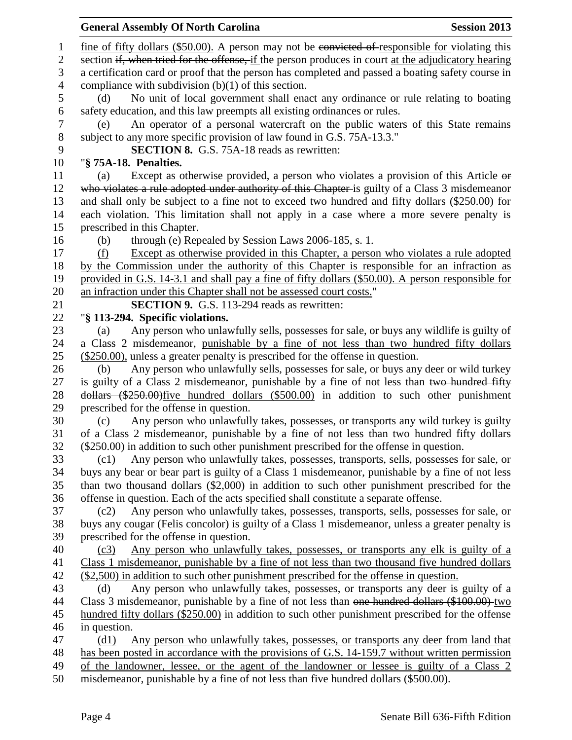fine of fifty dollars ($50.00). A person may not be ~~convicted of~~ responsible for violating this section ~~if, when tried for the offense,~~ if the person produces in court at the adjudicatory hearing a certification card or proof that the person has completed and passed a boating safety course in compliance with subdivision (b)(1) of this section.

(d) No unit of local government shall enact any ordinance or rule relating to boating safety education, and this law preempts all existing ordinances or rules.

(e) An operator of a personal watercraft on the public waters of this State remains subject to any more specific provision of law found in G.S. 75A-13.3."

**SECTION 8.** G.S. 75A-18 reads as rewritten:

"**§ 75A-18. Penalties.**

(a) Except as otherwise provided, a person who violates a provision of this Article ~~or who violates a rule adopted under authority of this Chapter~~ is guilty of a Class 3 misdemeanor and shall only be subject to a fine not to exceed two hundred and fifty dollars ($250.00) for each violation. This limitation shall not apply in a case where a more severe penalty is prescribed in this Chapter.

(b) through (e) Repealed by Session Laws 2006-185, s. 1.

(f) Except as otherwise provided in this Chapter, a person who violates a rule adopted by the Commission under the authority of this Chapter is responsible for an infraction as provided in G.S. 14-3.1 and shall pay a fine of fifty dollars ($50.00). A person responsible for an infraction under this Chapter shall not be assessed court costs."

**SECTION 9.** G.S. 113-294 reads as rewritten:

"**§ 113-294. Specific violations.**

(a) Any person who unlawfully sells, possesses for sale, or buys any wildlife is guilty of a Class 2 misdemeanor, punishable by a fine of not less than two hundred fifty dollars ($250.00), unless a greater penalty is prescribed for the offense in question.

(b) Any person who unlawfully sells, possesses for sale, or buys any deer or wild turkey is guilty of a Class 2 misdemeanor, punishable by a fine of not less than ~~two hundred fifty dollars ($250.00)~~five hundred dollars ($500.00) in addition to such other punishment prescribed for the offense in question.

(c) Any person who unlawfully takes, possesses, or transports any wild turkey is guilty of a Class 2 misdemeanor, punishable by a fine of not less than two hundred fifty dollars ($250.00) in addition to such other punishment prescribed for the offense in question.

(c1) Any person who unlawfully takes, possesses, transports, sells, possesses for sale, or buys any bear or bear part is guilty of a Class 1 misdemeanor, punishable by a fine of not less than two thousand dollars ($2,000) in addition to such other punishment prescribed for the offense in question. Each of the acts specified shall constitute a separate offense.

(c2) Any person who unlawfully takes, possesses, transports, sells, possesses for sale, or buys any cougar (Felis concolor) is guilty of a Class 1 misdemeanor, unless a greater penalty is prescribed for the offense in question.

(c3) Any person who unlawfully takes, possesses, or transports any elk is guilty of a Class 1 misdemeanor, punishable by a fine of not less than two thousand five hundred dollars ($2,500) in addition to such other punishment prescribed for the offense in question.

(d) Any person who unlawfully takes, possesses, or transports any deer is guilty of a Class 3 misdemeanor, punishable by a fine of not less than ~~one hundred dollars ($100.00)~~ two hundred fifty dollars ($250.00) in addition to such other punishment prescribed for the offense in question.

(d1) Any person who unlawfully takes, possesses, or transports any deer from land that has been posted in accordance with the provisions of G.S. 14-159.7 without written permission of the landowner, lessee, or the agent of the landowner or lessee is guilty of a Class 2 misdemeanor, punishable by a fine of not less than five hundred dollars ($500.00).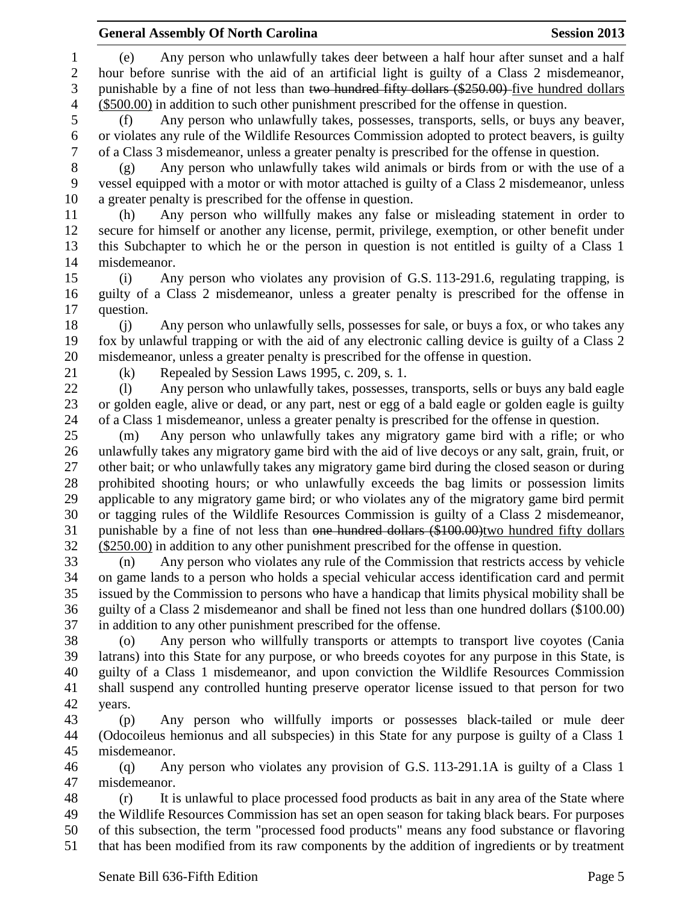(e) Any person who unlawfully takes deer between a half hour after sunset and a half hour before sunrise with the aid of an artificial light is guilty of a Class 2 misdemeanor, punishable by a fine of not less than ~~two hundred fifty dollars ($250.00)~~ <u>five hundred dollars ($500.00)</u> in addition to such other punishment prescribed for the offense in question.

(f) Any person who unlawfully takes, possesses, transports, sells, or buys any beaver, or violates any rule of the Wildlife Resources Commission adopted to protect beavers, is guilty of a Class 3 misdemeanor, unless a greater penalty is prescribed for the offense in question.

(g) Any person who unlawfully takes wild animals or birds from or with the use of a vessel equipped with a motor or with motor attached is guilty of a Class 2 misdemeanor, unless a greater penalty is prescribed for the offense in question.

(h) Any person who willfully makes any false or misleading statement in order to secure for himself or another any license, permit, privilege, exemption, or other benefit under this Subchapter to which he or the person in question is not entitled is guilty of a Class 1 misdemeanor.

(i) Any person who violates any provision of G.S. 113-291.6, regulating trapping, is guilty of a Class 2 misdemeanor, unless a greater penalty is prescribed for the offense in question.

(j) Any person who unlawfully sells, possesses for sale, or buys a fox, or who takes any fox by unlawful trapping or with the aid of any electronic calling device is guilty of a Class 2 misdemeanor, unless a greater penalty is prescribed for the offense in question.

(k) Repealed by Session Laws 1995, c. 209, s. 1.

(l) Any person who unlawfully takes, possesses, transports, sells or buys any bald eagle or golden eagle, alive or dead, or any part, nest or egg of a bald eagle or golden eagle is guilty of a Class 1 misdemeanor, unless a greater penalty is prescribed for the offense in question.

(m) Any person who unlawfully takes any migratory game bird with a rifle; or who unlawfully takes any migratory game bird with the aid of live decoys or any salt, grain, fruit, or other bait; or who unlawfully takes any migratory game bird during the closed season or during prohibited shooting hours; or who unlawfully exceeds the bag limits or possession limits applicable to any migratory game bird; or who violates any of the migratory game bird permit or tagging rules of the Wildlife Resources Commission is guilty of a Class 2 misdemeanor, punishable by a fine of not less than ~~one hundred dollars ($100.00)~~<u>two hundred fifty dollars ($250.00)</u> in addition to any other punishment prescribed for the offense in question.

(n) Any person who violates any rule of the Commission that restricts access by vehicle on game lands to a person who holds a special vehicular access identification card and permit issued by the Commission to persons who have a handicap that limits physical mobility shall be guilty of a Class 2 misdemeanor and shall be fined not less than one hundred dollars ($100.00) in addition to any other punishment prescribed for the offense.

(o) Any person who willfully transports or attempts to transport live coyotes (Cania latrans) into this State for any purpose, or who breeds coyotes for any purpose in this State, is guilty of a Class 1 misdemeanor, and upon conviction the Wildlife Resources Commission shall suspend any controlled hunting preserve operator license issued to that person for two years.

(p) Any person who willfully imports or possesses black-tailed or mule deer (Odocoileus hemionus and all subspecies) in this State for any purpose is guilty of a Class 1 misdemeanor.

(q) Any person who violates any provision of G.S. 113-291.1A is guilty of a Class 1 misdemeanor.

(r) It is unlawful to place processed food products as bait in any area of the State where the Wildlife Resources Commission has set an open season for taking black bears. For purposes of this subsection, the term "processed food products" means any food substance or flavoring that has been modified from its raw components by the addition of ingredients or by treatment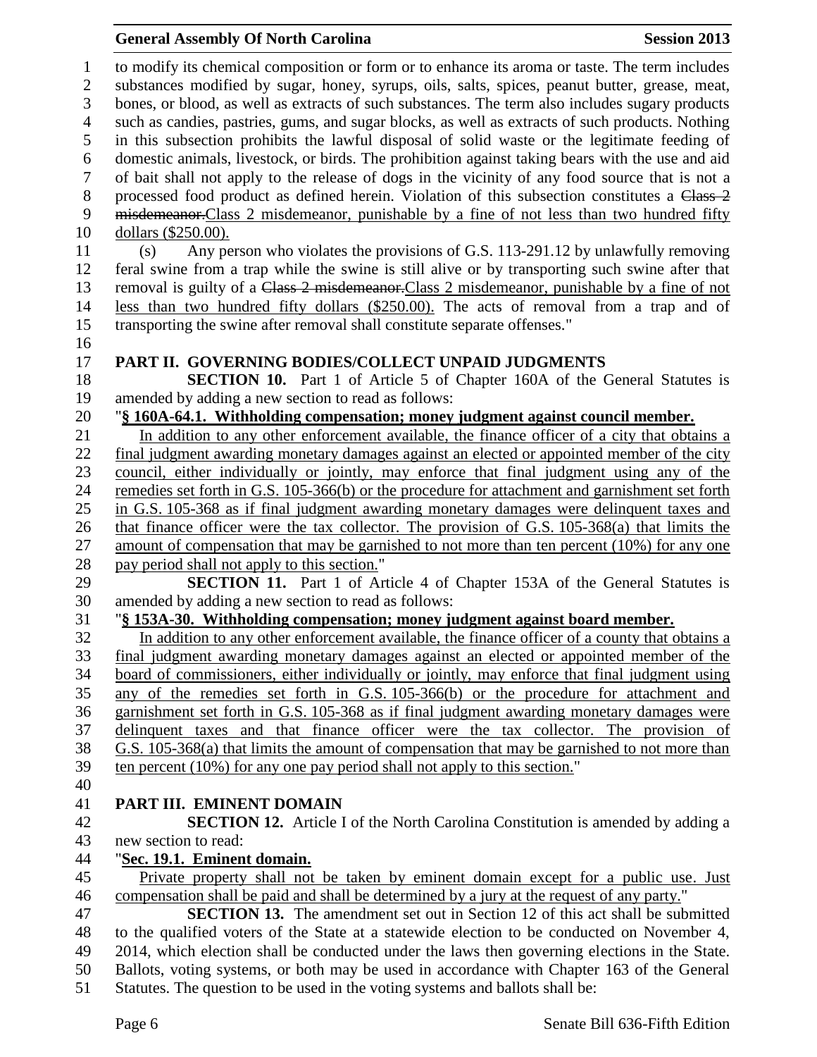to modify its chemical composition or form or to enhance its aroma or taste. The term includes substances modified by sugar, honey, syrups, oils, salts, spices, peanut butter, grease, meat, bones, or blood, as well as extracts of such substances. The term also includes sugary products such as candies, pastries, gums, and sugar blocks, as well as extracts of such products. Nothing in this subsection prohibits the lawful disposal of solid waste or the legitimate feeding of domestic animals, livestock, or birds. The prohibition against taking bears with the use and aid of bait shall not apply to the release of dogs in the vicinity of any food source that is not a processed food product as defined herein. Violation of this subsection constitutes a ~~Class 2 misdemeanor.~~Class 2 misdemeanor, punishable by a fine of not less than two hundred fifty dollars ($250.00).

(s) Any person who violates the provisions of G.S. 113-291.12 by unlawfully removing feral swine from a trap while the swine is still alive or by transporting such swine after that removal is guilty of a ~~Class 2 misdemeanor.~~Class 2 misdemeanor, punishable by a fine of not less than two hundred fifty dollars ($250.00). The acts of removal from a trap and of transporting the swine after removal shall constitute separate offenses."

## PART II. GOVERNING BODIES/COLLECT UNPAID JUDGMENTS

**SECTION 10.** Part 1 of Article 5 of Chapter 160A of the General Statutes is amended by adding a new section to read as follows:

"**§ 160A-64.1. Withholding compensation; money judgment against council member.**

In addition to any other enforcement available, the finance officer of a city that obtains a final judgment awarding monetary damages against an elected or appointed member of the city council, either individually or jointly, may enforce that final judgment using any of the remedies set forth in G.S. 105-366(b) or the procedure for attachment and garnishment set forth in G.S. 105-368 as if final judgment awarding monetary damages were delinquent taxes and that finance officer were the tax collector. The provision of G.S. 105-368(a) that limits the amount of compensation that may be garnished to not more than ten percent (10%) for any one pay period shall not apply to this section."

**SECTION 11.** Part 1 of Article 4 of Chapter 153A of the General Statutes is amended by adding a new section to read as follows:

"**§ 153A-30. Withholding compensation; money judgment against board member.**

In addition to any other enforcement available, the finance officer of a county that obtains a final judgment awarding monetary damages against an elected or appointed member of the board of commissioners, either individually or jointly, may enforce that final judgment using any of the remedies set forth in G.S. 105-366(b) or the procedure for attachment and garnishment set forth in G.S. 105-368 as if final judgment awarding monetary damages were delinquent taxes and that finance officer were the tax collector. The provision of G.S. 105-368(a) that limits the amount of compensation that may be garnished to not more than ten percent (10%) for any one pay period shall not apply to this section."

## PART III. EMINENT DOMAIN

**SECTION 12.** Article I of the North Carolina Constitution is amended by adding a new section to read:

"**Sec. 19.1. Eminent domain.**

Private property shall not be taken by eminent domain except for a public use. Just compensation shall be paid and shall be determined by a jury at the request of any party."

**SECTION 13.** The amendment set out in Section 12 of this act shall be submitted to the qualified voters of the State at a statewide election to be conducted on November 4, 2014, which election shall be conducted under the laws then governing elections in the State. Ballots, voting systems, or both may be used in accordance with Chapter 163 of the General Statutes. The question to be used in the voting systems and ballots shall be: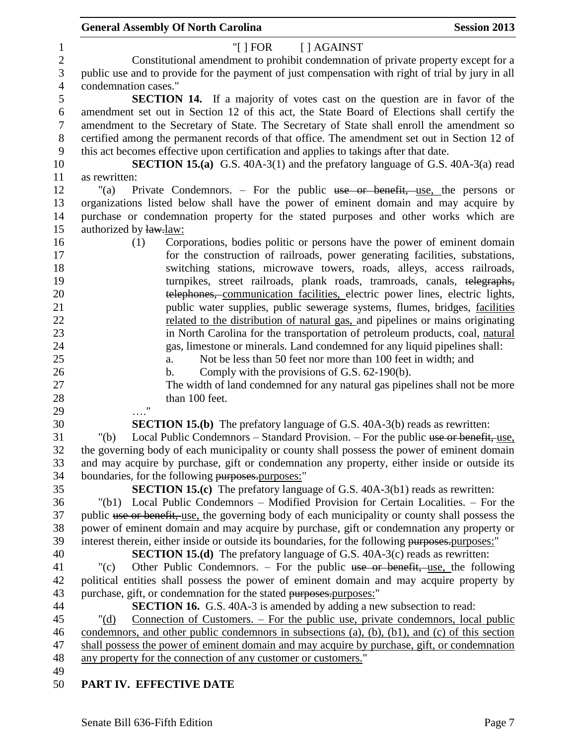"[ ] FOR [ ] AGAINST

Constitutional amendment to prohibit condemnation of private property except for a public use and to provide for the payment of just compensation with right of trial by jury in all condemnation cases."

**SECTION 14.** If a majority of votes cast on the question are in favor of the amendment set out in Section 12 of this act, the State Board of Elections shall certify the amendment to the Secretary of State. The Secretary of State shall enroll the amendment so certified among the permanent records of that office. The amendment set out in Section 12 of this act becomes effective upon certification and applies to takings after that date.

**SECTION 15.(a)** G.S. 40A-3(1) and the prefatory language of G.S. 40A-3(a) read as rewritten:

"(a) Private Condemnors. – For the public ~~use or benefit,~~ use, the persons or organizations listed below shall have the power of eminent domain and may acquire by purchase or condemnation property for the stated purposes and other works which are authorized by ~~law.~~law:

(1) Corporations, bodies politic or persons have the power of eminent domain for the construction of railroads, power generating facilities, substations, switching stations, microwave towers, roads, alleys, access railroads, turnpikes, street railroads, plank roads, tramroads, canals, ~~telegraphs, telephones,~~ communication facilities, electric power lines, electric lights, public water supplies, public sewerage systems, flumes, bridges, facilities related to the distribution of natural gas, and pipelines or mains originating in North Carolina for the transportation of petroleum products, coal, natural gas, limestone or minerals. Land condemned for any liquid pipelines shall:

a. Not be less than 50 feet nor more than 100 feet in width; and

b. Comply with the provisions of G.S. 62-190(b).

The width of land condemned for any natural gas pipelines shall not be more than 100 feet.

…."

**SECTION 15.(b)** The prefatory language of G.S. 40A-3(b) reads as rewritten:

"(b) Local Public Condemnors – Standard Provision. – For the public ~~use or benefit,~~ use, the governing body of each municipality or county shall possess the power of eminent domain and may acquire by purchase, gift or condemnation any property, either inside or outside its boundaries, for the following ~~purposes.~~purposes:"

**SECTION 15.(c)** The prefatory language of G.S. 40A-3(b1) reads as rewritten:

"(b1) Local Public Condemnors – Modified Provision for Certain Localities. – For the public ~~use or benefit,~~ use, the governing body of each municipality or county shall possess the power of eminent domain and may acquire by purchase, gift or condemnation any property or interest therein, either inside or outside its boundaries, for the following ~~purposes.~~purposes:"

**SECTION 15.(d)** The prefatory language of G.S. 40A-3(c) reads as rewritten:

"(c) Other Public Condemnors. – For the public ~~use or benefit,~~ use, the following political entities shall possess the power of eminent domain and may acquire property by purchase, gift, or condemnation for the stated ~~purposes.~~purposes:"

**SECTION 16.** G.S. 40A-3 is amended by adding a new subsection to read:

"(d) Connection of Customers. – For the public use, private condemnors, local public condemnors, and other public condemnors in subsections (a), (b), (b1), and (c) of this section shall possess the power of eminent domain and may acquire by purchase, gift, or condemnation any property for the connection of any customer or customers."

## PART IV. EFFECTIVE DATE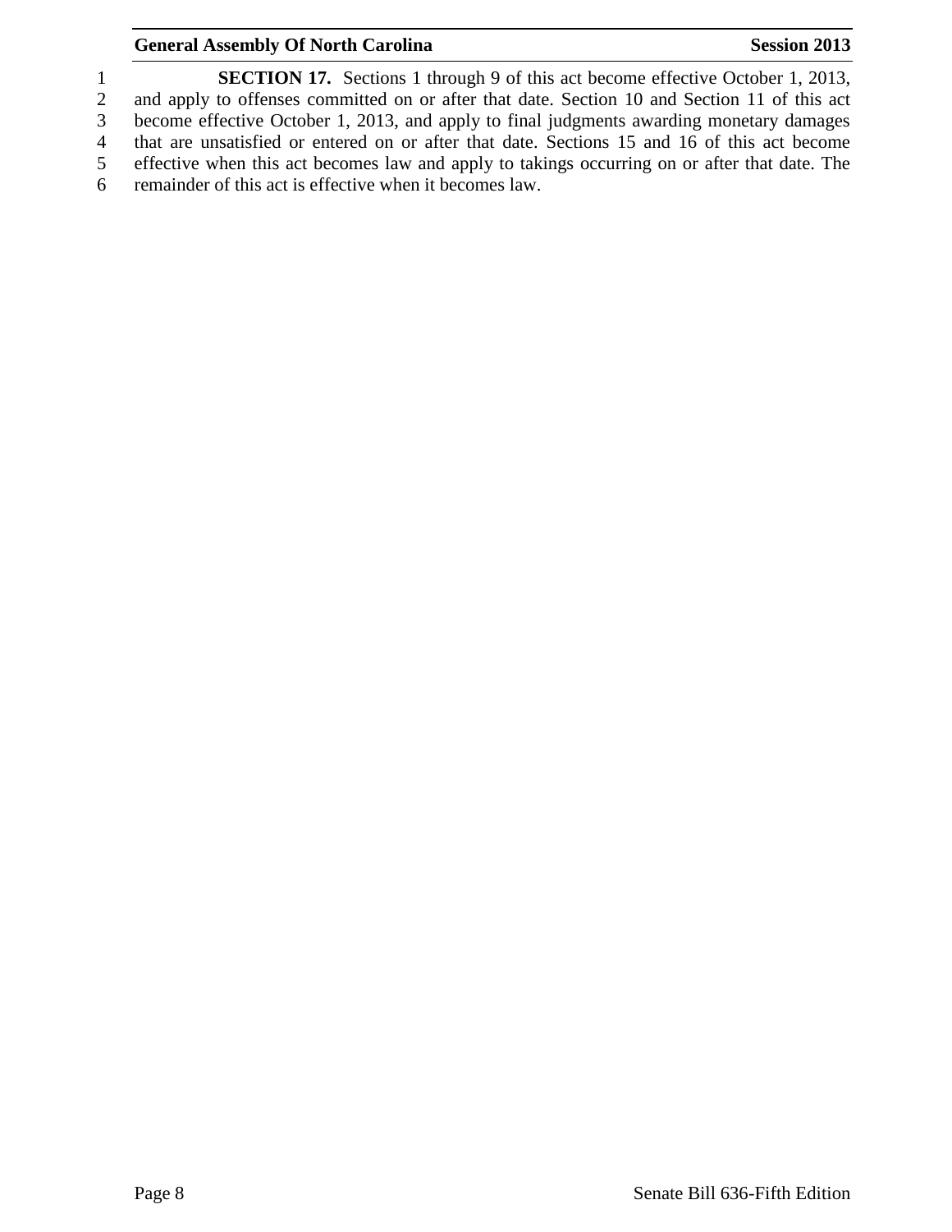**SECTION 17.** Sections 1 through 9 of this act become effective October 1, 2013, and apply to offenses committed on or after that date. Section 10 and Section 11 of this act become effective October 1, 2013, and apply to final judgments awarding monetary damages that are unsatisfied or entered on or after that date. Sections 15 and 16 of this act become effective when this act becomes law and apply to takings occurring on or after that date. The remainder of this act is effective when it becomes law.